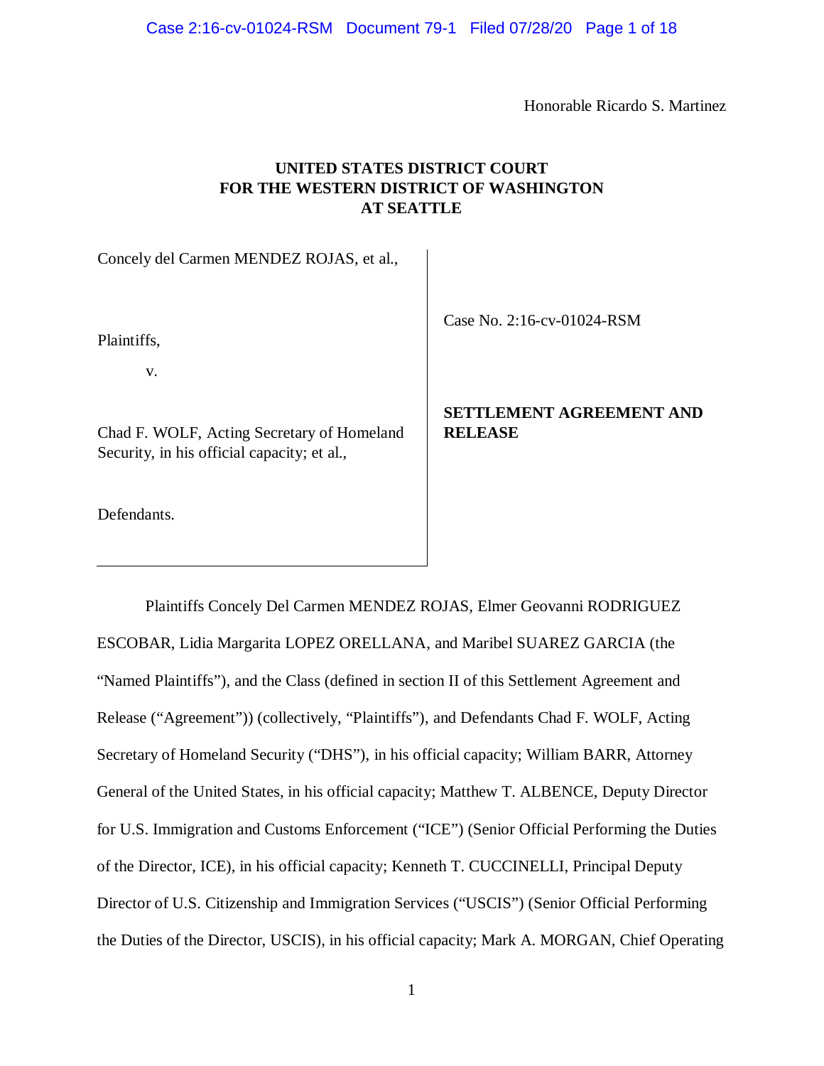Honorable Ricardo S. Martinez

**UNITED STATES DISTRICT COURT**
**FOR THE WESTERN DISTRICT OF WASHINGTON**
**AT SEATTLE**

| | |
|---|---|
| Concely del Carmen MENDEZ ROJAS, et al.,<br><br>Plaintiffs,<br><br>v.<br><br>Chad F. WOLF, Acting Secretary of Homeland Security, in his official capacity; et al.,<br><br>Defendants. | Case No. 2:16-cv-01024-RSM<br><br>**SETTLEMENT AGREEMENT AND RELEASE** |

Plaintiffs Concely Del Carmen MENDEZ ROJAS, Elmer Geovanni RODRIGUEZ ESCOBAR, Lidia Margarita LOPEZ ORELLANA, and Maribel SUAREZ GARCIA (the "Named Plaintiffs"), and the Class (defined in section II of this Settlement Agreement and Release ("Agreement")) (collectively, "Plaintiffs"), and Defendants Chad F. WOLF, Acting Secretary of Homeland Security ("DHS"), in his official capacity; William BARR, Attorney General of the United States, in his official capacity; Matthew T. ALBENCE, Deputy Director for U.S. Immigration and Customs Enforcement ("ICE") (Senior Official Performing the Duties of the Director, ICE), in his official capacity; Kenneth T. CUCCINELLI, Principal Deputy Director of U.S. Citizenship and Immigration Services ("USCIS") (Senior Official Performing the Duties of the Director, USCIS), in his official capacity; Mark A. MORGAN, Chief Operating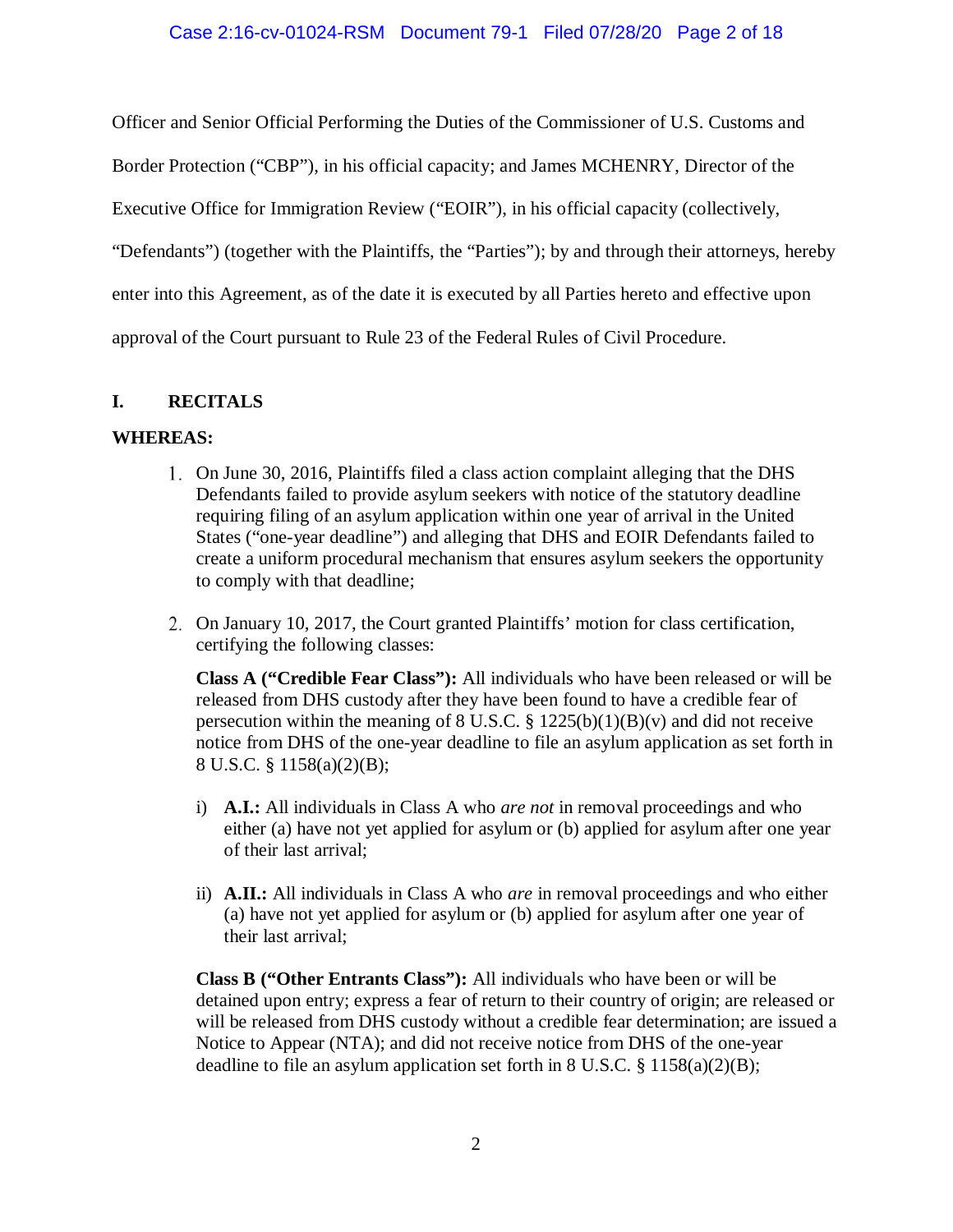Officer and Senior Official Performing the Duties of the Commissioner of U.S. Customs and Border Protection ("CBP"), in his official capacity; and James MCHENRY, Director of the Executive Office for Immigration Review ("EOIR"), in his official capacity (collectively, "Defendants") (together with the Plaintiffs, the "Parties"); by and through their attorneys, hereby enter into this Agreement, as of the date it is executed by all Parties hereto and effective upon approval of the Court pursuant to Rule 23 of the Federal Rules of Civil Procedure.

## I. RECITALS

**WHEREAS:**

1. On June 30, 2016, Plaintiffs filed a class action complaint alleging that the DHS Defendants failed to provide asylum seekers with notice of the statutory deadline requiring filing of an asylum application within one year of arrival in the United States ("one-year deadline") and alleging that DHS and EOIR Defendants failed to create a uniform procedural mechanism that ensures asylum seekers the opportunity to comply with that deadline;

2. On January 10, 2017, the Court granted Plaintiffs' motion for class certification, certifying the following classes:

   **Class A ("Credible Fear Class"):** All individuals who have been released or will be released from DHS custody after they have been found to have a credible fear of persecution within the meaning of 8 U.S.C. § 1225(b)(1)(B)(v) and did not receive notice from DHS of the one-year deadline to file an asylum application as set forth in 8 U.S.C. § 1158(a)(2)(B);

   i) **A.I.:** All individuals in Class A who *are not* in removal proceedings and who either (a) have not yet applied for asylum or (b) applied for asylum after one year of their last arrival;

   ii) **A.II.:** All individuals in Class A who *are* in removal proceedings and who either (a) have not yet applied for asylum or (b) applied for asylum after one year of their last arrival;

   **Class B ("Other Entrants Class"):** All individuals who have been or will be detained upon entry; express a fear of return to their country of origin; are released or will be released from DHS custody without a credible fear determination; are issued a Notice to Appear (NTA); and did not receive notice from DHS of the one-year deadline to file an asylum application set forth in 8 U.S.C. § 1158(a)(2)(B);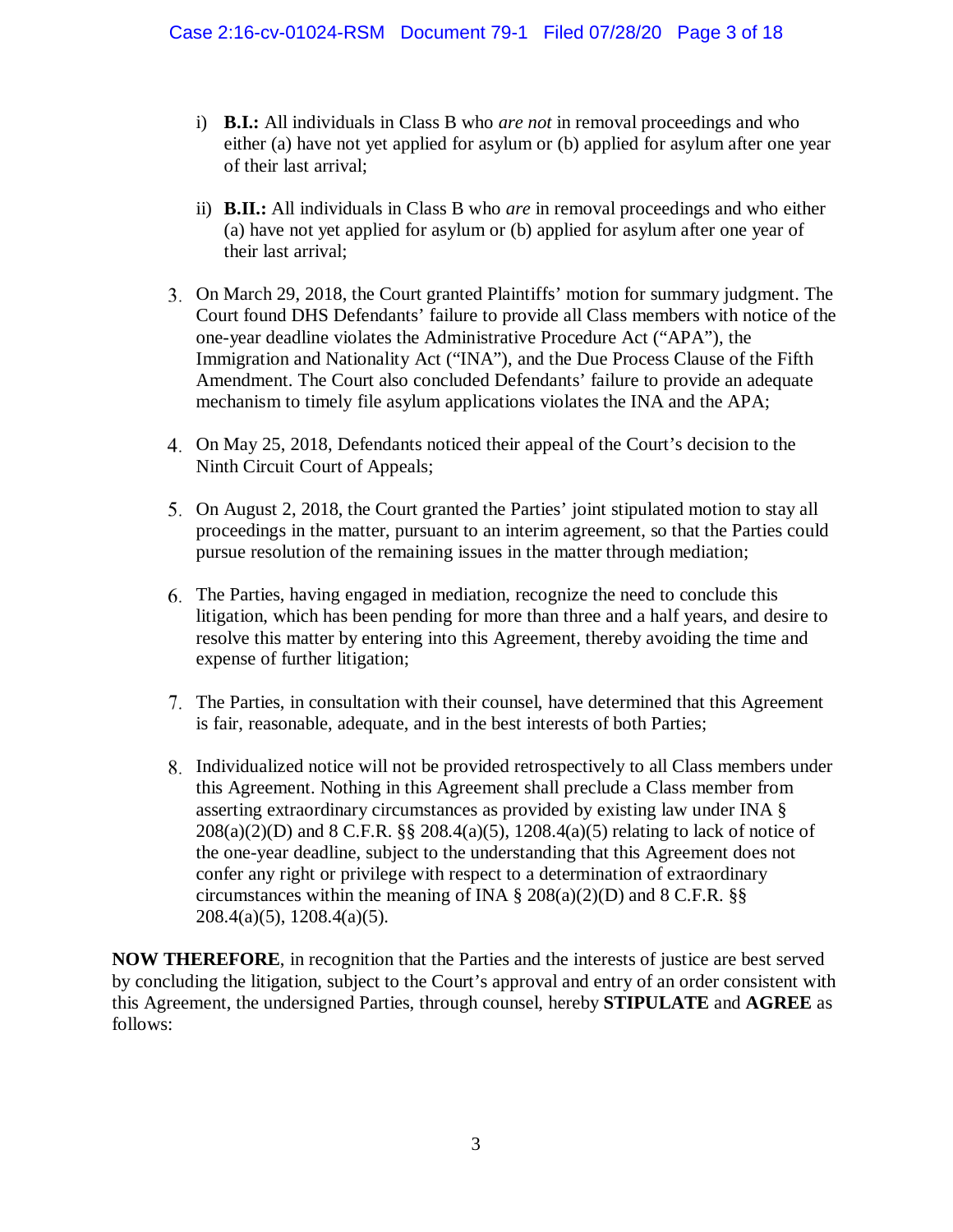i) **B.I.:** All individuals in Class B who *are not* in removal proceedings and who either (a) have not yet applied for asylum or (b) applied for asylum after one year of their last arrival;

ii) **B.II.:** All individuals in Class B who *are* in removal proceedings and who either (a) have not yet applied for asylum or (b) applied for asylum after one year of their last arrival;

3. On March 29, 2018, the Court granted Plaintiffs' motion for summary judgment. The Court found DHS Defendants' failure to provide all Class members with notice of the one-year deadline violates the Administrative Procedure Act ("APA"), the Immigration and Nationality Act ("INA"), and the Due Process Clause of the Fifth Amendment. The Court also concluded Defendants' failure to provide an adequate mechanism to timely file asylum applications violates the INA and the APA;

4. On May 25, 2018, Defendants noticed their appeal of the Court's decision to the Ninth Circuit Court of Appeals;

5. On August 2, 2018, the Court granted the Parties' joint stipulated motion to stay all proceedings in the matter, pursuant to an interim agreement, so that the Parties could pursue resolution of the remaining issues in the matter through mediation;

6. The Parties, having engaged in mediation, recognize the need to conclude this litigation, which has been pending for more than three and a half years, and desire to resolve this matter by entering into this Agreement, thereby avoiding the time and expense of further litigation;

7. The Parties, in consultation with their counsel, have determined that this Agreement is fair, reasonable, adequate, and in the best interests of both Parties;

8. Individualized notice will not be provided retrospectively to all Class members under this Agreement. Nothing in this Agreement shall preclude a Class member from asserting extraordinary circumstances as provided by existing law under INA § 208(a)(2)(D) and 8 C.F.R. §§ 208.4(a)(5), 1208.4(a)(5) relating to lack of notice of the one-year deadline, subject to the understanding that this Agreement does not confer any right or privilege with respect to a determination of extraordinary circumstances within the meaning of INA § 208(a)(2)(D) and 8 C.F.R. §§ 208.4(a)(5), 1208.4(a)(5).

**NOW THEREFORE**, in recognition that the Parties and the interests of justice are best served by concluding the litigation, subject to the Court's approval and entry of an order consistent with this Agreement, the undersigned Parties, through counsel, hereby **STIPULATE** and **AGREE** as follows: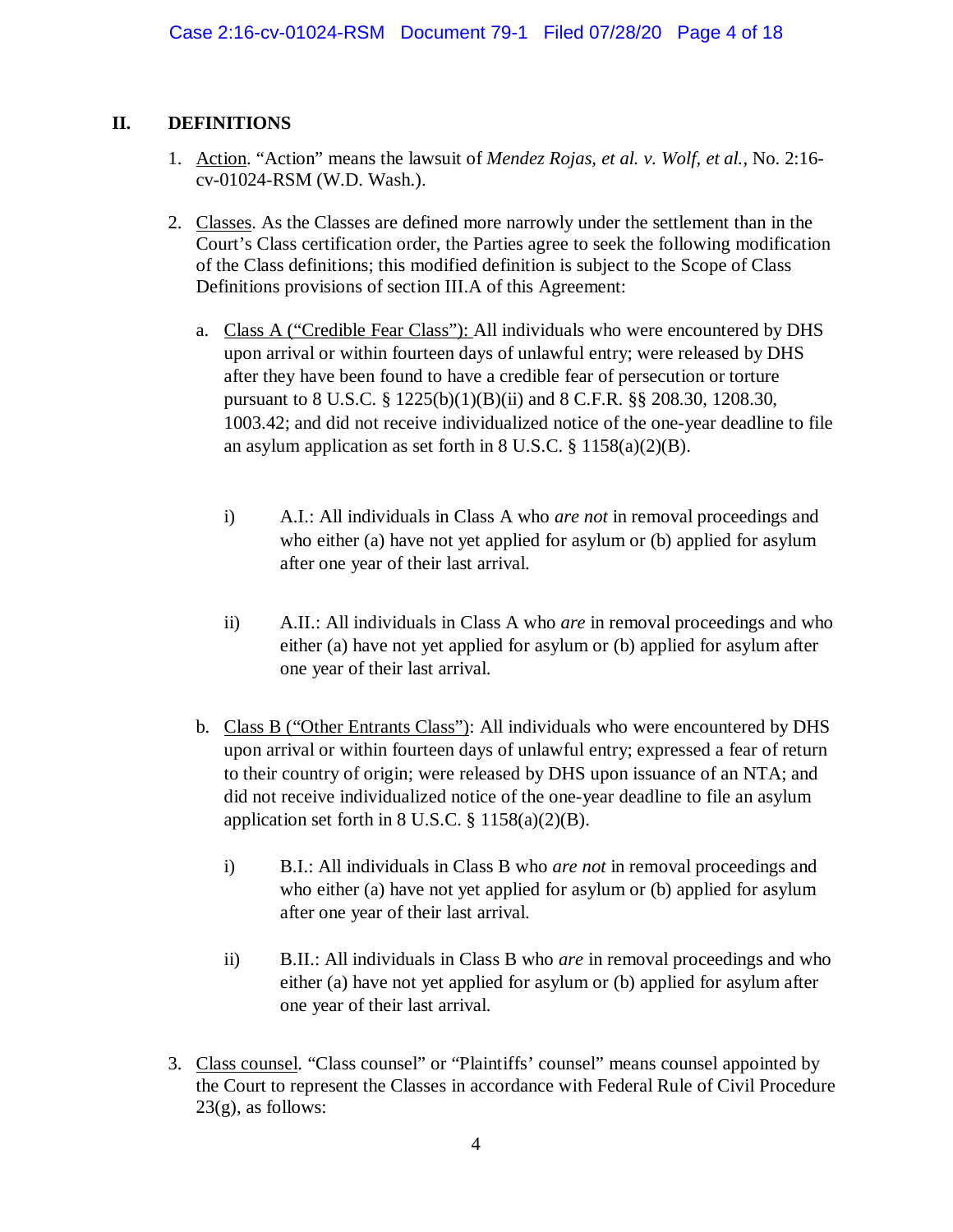## II. DEFINITIONS

1. Action. "Action" means the lawsuit of *Mendez Rojas, et al. v. Wolf, et al.*, No. 2:16-cv-01024-RSM (W.D. Wash.).

2. Classes. As the Classes are defined more narrowly under the settlement than in the Court's Class certification order, the Parties agree to seek the following modification of the Class definitions; this modified definition is subject to the Scope of Class Definitions provisions of section III.A of this Agreement:

   a. Class A ("Credible Fear Class"): All individuals who were encountered by DHS upon arrival or within fourteen days of unlawful entry; were released by DHS after they have been found to have a credible fear of persecution or torture pursuant to 8 U.S.C. § 1225(b)(1)(B)(ii) and 8 C.F.R. §§ 208.30, 1208.30, 1003.42; and did not receive individualized notice of the one-year deadline to file an asylum application as set forth in 8 U.S.C. § 1158(a)(2)(B).

      i) A.I.: All individuals in Class A who *are not* in removal proceedings and who either (a) have not yet applied for asylum or (b) applied for asylum after one year of their last arrival.

      ii) A.II.: All individuals in Class A who *are* in removal proceedings and who either (a) have not yet applied for asylum or (b) applied for asylum after one year of their last arrival.

   b. Class B ("Other Entrants Class"): All individuals who were encountered by DHS upon arrival or within fourteen days of unlawful entry; expressed a fear of return to their country of origin; were released by DHS upon issuance of an NTA; and did not receive individualized notice of the one-year deadline to file an asylum application set forth in 8 U.S.C. § 1158(a)(2)(B).

      i) B.I.: All individuals in Class B who *are not* in removal proceedings and who either (a) have not yet applied for asylum or (b) applied for asylum after one year of their last arrival.

      ii) B.II.: All individuals in Class B who *are* in removal proceedings and who either (a) have not yet applied for asylum or (b) applied for asylum after one year of their last arrival.

3. Class counsel. "Class counsel" or "Plaintiffs' counsel" means counsel appointed by the Court to represent the Classes in accordance with Federal Rule of Civil Procedure 23(g), as follows: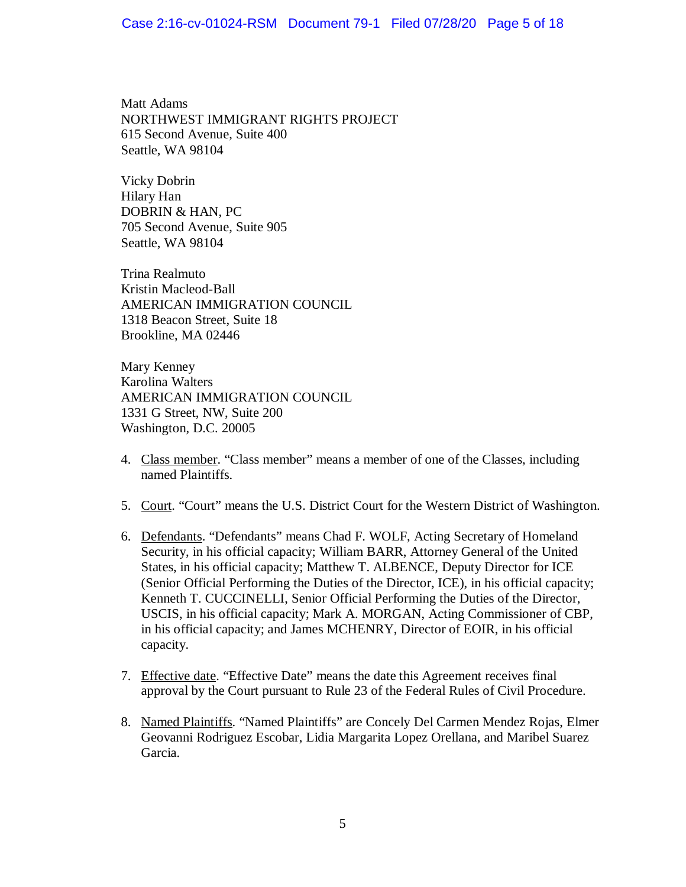Matt Adams
NORTHWEST IMMIGRANT RIGHTS PROJECT
615 Second Avenue, Suite 400
Seattle, WA 98104

Vicky Dobrin
Hilary Han
DOBRIN & HAN, PC
705 Second Avenue, Suite 905
Seattle, WA 98104

Trina Realmuto
Kristin Macleod-Ball
AMERICAN IMMIGRATION COUNCIL
1318 Beacon Street, Suite 18
Brookline, MA 02446

Mary Kenney
Karolina Walters
AMERICAN IMMIGRATION COUNCIL
1331 G Street, NW, Suite 200
Washington, D.C. 20005

4. Class member. "Class member" means a member of one of the Classes, including named Plaintiffs.

5. Court. "Court" means the U.S. District Court for the Western District of Washington.

6. Defendants. "Defendants" means Chad F. WOLF, Acting Secretary of Homeland Security, in his official capacity; William BARR, Attorney General of the United States, in his official capacity; Matthew T. ALBENCE, Deputy Director for ICE (Senior Official Performing the Duties of the Director, ICE), in his official capacity; Kenneth T. CUCCINELLI, Senior Official Performing the Duties of the Director, USCIS, in his official capacity; Mark A. MORGAN, Acting Commissioner of CBP, in his official capacity; and James MCHENRY, Director of EOIR, in his official capacity.

7. Effective date. "Effective Date" means the date this Agreement receives final approval by the Court pursuant to Rule 23 of the Federal Rules of Civil Procedure.

8. Named Plaintiffs. "Named Plaintiffs" are Concely Del Carmen Mendez Rojas, Elmer Geovanni Rodriguez Escobar, Lidia Margarita Lopez Orellana, and Maribel Suarez Garcia.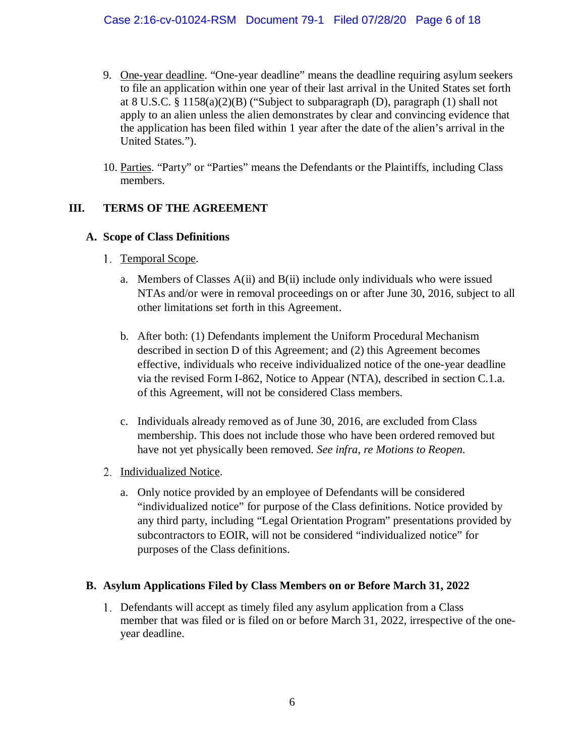9. <u>One-year deadline</u>. "One-year deadline" means the deadline requiring asylum seekers to file an application within one year of their last arrival in the United States set forth at 8 U.S.C. § 1158(a)(2)(B) ("Subject to subparagraph (D), paragraph (1) shall not apply to an alien unless the alien demonstrates by clear and convincing evidence that the application has been filed within 1 year after the date of the alien's arrival in the United States.").

10. <u>Parties</u>. "Party" or "Parties" means the Defendants or the Plaintiffs, including Class members.

## III. TERMS OF THE AGREEMENT

### A. Scope of Class Definitions

1. <u>Temporal Scope</u>.

   a. Members of Classes A(ii) and B(ii) include only individuals who were issued NTAs and/or were in removal proceedings on or after June 30, 2016, subject to all other limitations set forth in this Agreement.

   b. After both: (1) Defendants implement the Uniform Procedural Mechanism described in section D of this Agreement; and (2) this Agreement becomes effective, individuals who receive individualized notice of the one-year deadline via the revised Form I-862, Notice to Appear (NTA), described in section C.1.a. of this Agreement, will not be considered Class members.

   c. Individuals already removed as of June 30, 2016, are excluded from Class membership. This does not include those who have been ordered removed but have not yet physically been removed. *See infra, re Motions to Reopen.*

2. <u>Individualized Notice</u>.

   a. Only notice provided by an employee of Defendants will be considered "individualized notice" for purpose of the Class definitions. Notice provided by any third party, including "Legal Orientation Program" presentations provided by subcontractors to EOIR, will not be considered "individualized notice" for purposes of the Class definitions.

### B. Asylum Applications Filed by Class Members on or Before March 31, 2022

1. Defendants will accept as timely filed any asylum application from a Class member that was filed or is filed on or before March 31, 2022, irrespective of the one-year deadline.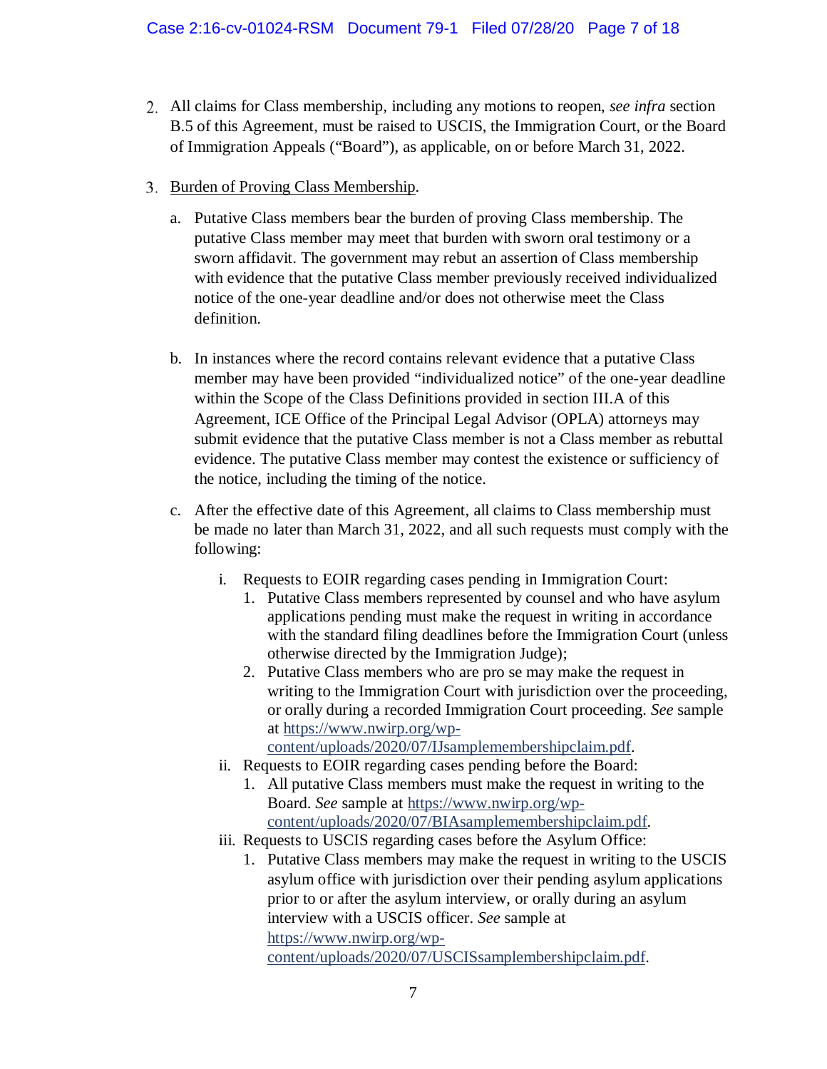2. All claims for Class membership, including any motions to reopen, *see infra* section B.5 of this Agreement, must be raised to USCIS, the Immigration Court, or the Board of Immigration Appeals ("Board"), as applicable, on or before March 31, 2022.

3. Burden of Proving Class Membership.

   a. Putative Class members bear the burden of proving Class membership. The putative Class member may meet that burden with sworn oral testimony or a sworn affidavit. The government may rebut an assertion of Class membership with evidence that the putative Class member previously received individualized notice of the one-year deadline and/or does not otherwise meet the Class definition.

   b. In instances where the record contains relevant evidence that a putative Class member may have been provided "individualized notice" of the one-year deadline within the Scope of the Class Definitions provided in section III.A of this Agreement, ICE Office of the Principal Legal Advisor (OPLA) attorneys may submit evidence that the putative Class member is not a Class member as rebuttal evidence. The putative Class member may contest the existence or sufficiency of the notice, including the timing of the notice.

   c. After the effective date of this Agreement, all claims to Class membership must be made no later than March 31, 2022, and all such requests must comply with the following:

      i. Requests to EOIR regarding cases pending in Immigration Court:
         1. Putative Class members represented by counsel and who have asylum applications pending must make the request in writing in accordance with the standard filing deadlines before the Immigration Court (unless otherwise directed by the Immigration Judge);
         2. Putative Class members who are pro se may make the request in writing to the Immigration Court with jurisdiction over the proceeding, or orally during a recorded Immigration Court proceeding. *See* sample at https://www.nwirp.org/wp-content/uploads/2020/07/IJsamplemembershipclaim.pdf.

      ii. Requests to EOIR regarding cases pending before the Board:
         1. All putative Class members must make the request in writing to the Board. *See* sample at https://www.nwirp.org/wp-content/uploads/2020/07/BIAsamplemembershipclaim.pdf.

      iii. Requests to USCIS regarding cases before the Asylum Office:
         1. Putative Class members may make the request in writing to the USCIS asylum office with jurisdiction over their pending asylum applications prior to or after the asylum interview, or orally during an asylum interview with a USCIS officer. *See* sample at https://www.nwirp.org/wp-content/uploads/2020/07/USCISsamplembershipclaim.pdf.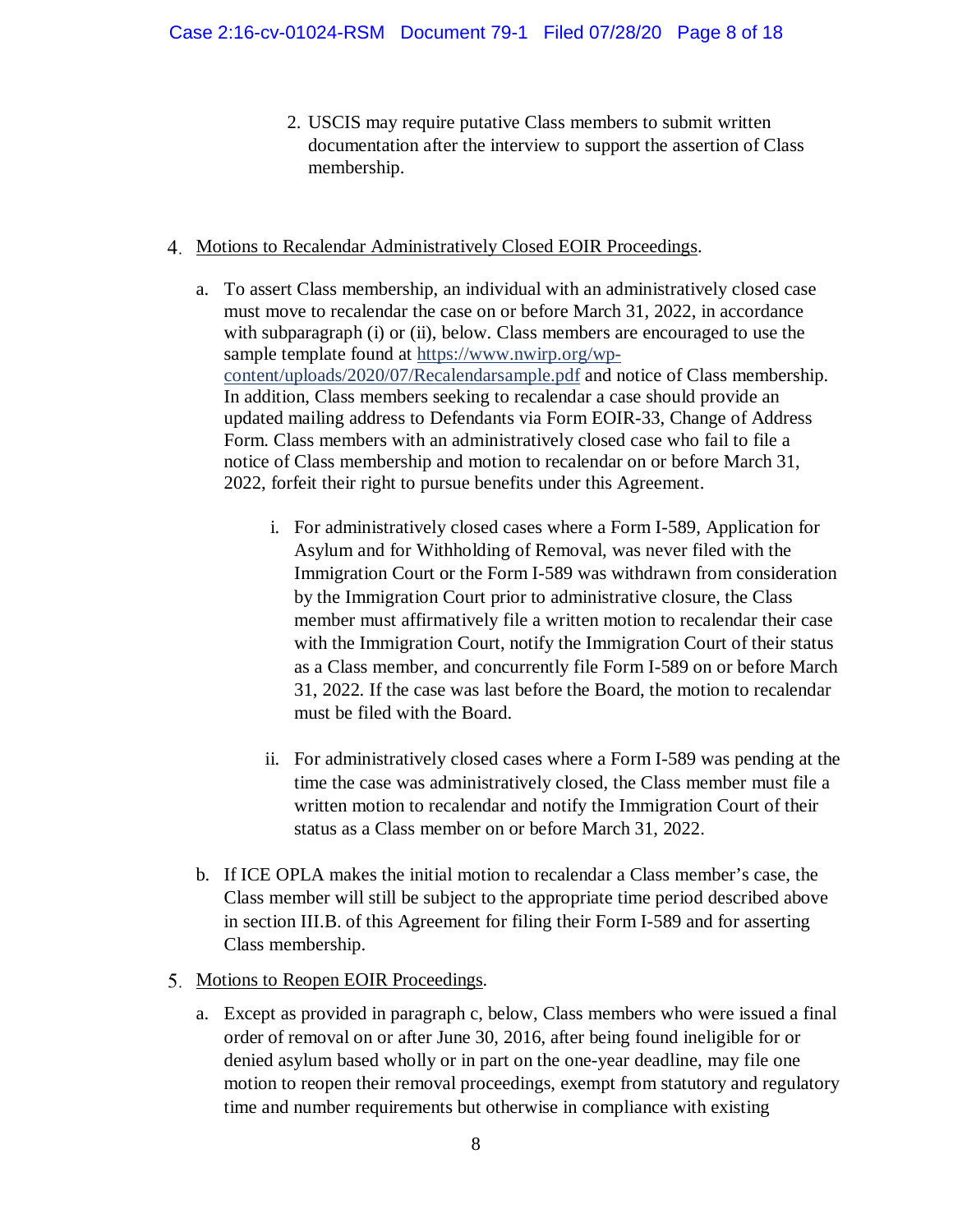2. USCIS may require putative Class members to submit written documentation after the interview to support the assertion of Class membership.

4. Motions to Recalendar Administratively Closed EOIR Proceedings.

   a. To assert Class membership, an individual with an administratively closed case must move to recalendar the case on or before March 31, 2022, in accordance with subparagraph (i) or (ii), below. Class members are encouraged to use the sample template found at [https://www.nwirp.org/wp-content/uploads/2020/07/Recalendarsample.pdf](https://www.nwirp.org/wp-content/uploads/2020/07/Recalendarsample.pdf) and notice of Class membership. In addition, Class members seeking to recalendar a case should provide an updated mailing address to Defendants via Form EOIR-33, Change of Address Form. Class members with an administratively closed case who fail to file a notice of Class membership and motion to recalendar on or before March 31, 2022, forfeit their right to pursue benefits under this Agreement.

      i. For administratively closed cases where a Form I-589, Application for Asylum and for Withholding of Removal, was never filed with the Immigration Court or the Form I-589 was withdrawn from consideration by the Immigration Court prior to administrative closure, the Class member must affirmatively file a written motion to recalendar their case with the Immigration Court, notify the Immigration Court of their status as a Class member, and concurrently file Form I-589 on or before March 31, 2022. If the case was last before the Board, the motion to recalendar must be filed with the Board.

      ii. For administratively closed cases where a Form I-589 was pending at the time the case was administratively closed, the Class member must file a written motion to recalendar and notify the Immigration Court of their status as a Class member on or before March 31, 2022.

   b. If ICE OPLA makes the initial motion to recalendar a Class member's case, the Class member will still be subject to the appropriate time period described above in section III.B. of this Agreement for filing their Form I-589 and for asserting Class membership.

5. Motions to Reopen EOIR Proceedings.

   a. Except as provided in paragraph c, below, Class members who were issued a final order of removal on or after June 30, 2016, after being found ineligible for or denied asylum based wholly or in part on the one-year deadline, may file one motion to reopen their removal proceedings, exempt from statutory and regulatory time and number requirements but otherwise in compliance with existing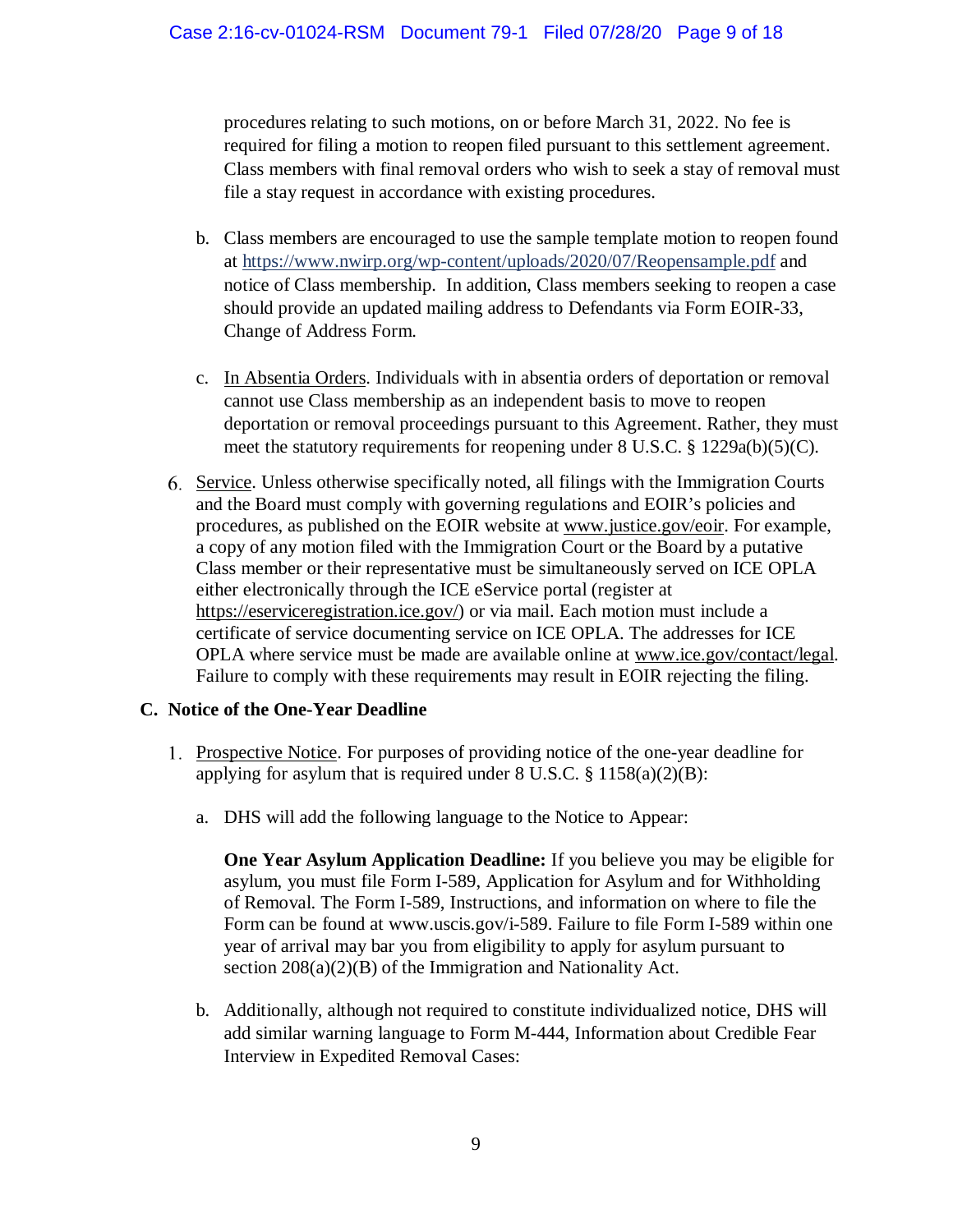procedures relating to such motions, on or before March 31, 2022. No fee is required for filing a motion to reopen filed pursuant to this settlement agreement. Class members with final removal orders who wish to seek a stay of removal must file a stay request in accordance with existing procedures.

b. Class members are encouraged to use the sample template motion to reopen found at https://www.nwirp.org/wp-content/uploads/2020/07/Reopensample.pdf and notice of Class membership. In addition, Class members seeking to reopen a case should provide an updated mailing address to Defendants via Form EOIR-33, Change of Address Form.

c. In Absentia Orders. Individuals with in absentia orders of deportation or removal cannot use Class membership as an independent basis to move to reopen deportation or removal proceedings pursuant to this Agreement. Rather, they must meet the statutory requirements for reopening under 8 U.S.C. § 1229a(b)(5)(C).

6. Service. Unless otherwise specifically noted, all filings with the Immigration Courts and the Board must comply with governing regulations and EOIR's policies and procedures, as published on the EOIR website at www.justice.gov/eoir. For example, a copy of any motion filed with the Immigration Court or the Board by a putative Class member or their representative must be simultaneously served on ICE OPLA either electronically through the ICE eService portal (register at https://eserviceregistration.ice.gov/) or via mail. Each motion must include a certificate of service documenting service on ICE OPLA. The addresses for ICE OPLA where service must be made are available online at www.ice.gov/contact/legal. Failure to comply with these requirements may result in EOIR rejecting the filing.

## C. Notice of the One-Year Deadline

1. Prospective Notice. For purposes of providing notice of the one-year deadline for applying for asylum that is required under 8 U.S.C. § 1158(a)(2)(B):

   a. DHS will add the following language to the Notice to Appear:

   **One Year Asylum Application Deadline:** If you believe you may be eligible for asylum, you must file Form I-589, Application for Asylum and for Withholding of Removal. The Form I-589, Instructions, and information on where to file the Form can be found at www.uscis.gov/i-589. Failure to file Form I-589 within one year of arrival may bar you from eligibility to apply for asylum pursuant to section 208(a)(2)(B) of the Immigration and Nationality Act.

   b. Additionally, although not required to constitute individualized notice, DHS will add similar warning language to Form M-444, Information about Credible Fear Interview in Expedited Removal Cases: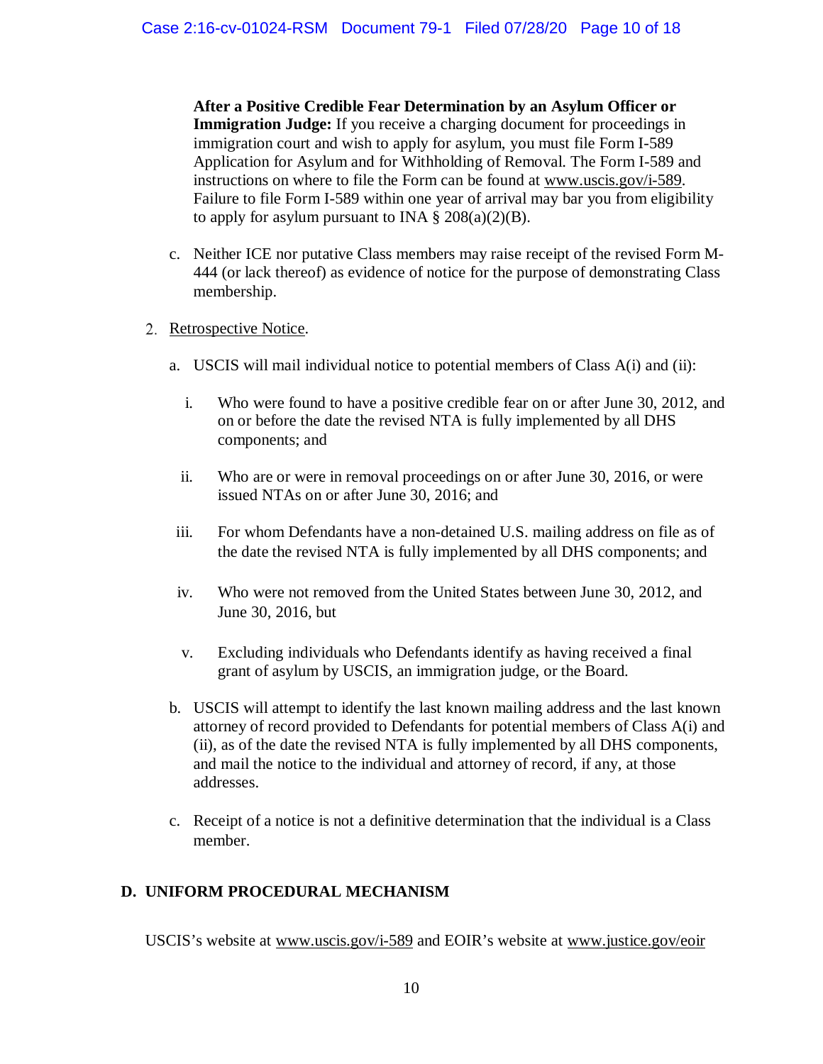**After a Positive Credible Fear Determination by an Asylum Officer or Immigration Judge:** If you receive a charging document for proceedings in immigration court and wish to apply for asylum, you must file Form I-589 Application for Asylum and for Withholding of Removal. The Form I-589 and instructions on where to file the Form can be found at www.uscis.gov/i-589. Failure to file Form I-589 within one year of arrival may bar you from eligibility to apply for asylum pursuant to INA § 208(a)(2)(B).

c. Neither ICE nor putative Class members may raise receipt of the revised Form M-444 (or lack thereof) as evidence of notice for the purpose of demonstrating Class membership.

2. Retrospective Notice.

   a. USCIS will mail individual notice to potential members of Class A(i) and (ii):

      i. Who were found to have a positive credible fear on or after June 30, 2012, and on or before the date the revised NTA is fully implemented by all DHS components; and

      ii. Who are or were in removal proceedings on or after June 30, 2016, or were issued NTAs on or after June 30, 2016; and

      iii. For whom Defendants have a non-detained U.S. mailing address on file as of the date the revised NTA is fully implemented by all DHS components; and

      iv. Who were not removed from the United States between June 30, 2012, and June 30, 2016, but

      v. Excluding individuals who Defendants identify as having received a final grant of asylum by USCIS, an immigration judge, or the Board.

   b. USCIS will attempt to identify the last known mailing address and the last known attorney of record provided to Defendants for potential members of Class A(i) and (ii), as of the date the revised NTA is fully implemented by all DHS components, and mail the notice to the individual and attorney of record, if any, at those addresses.

   c. Receipt of a notice is not a definitive determination that the individual is a Class member.

## D. UNIFORM PROCEDURAL MECHANISM

USCIS's website at www.uscis.gov/i-589 and EOIR's website at www.justice.gov/eoir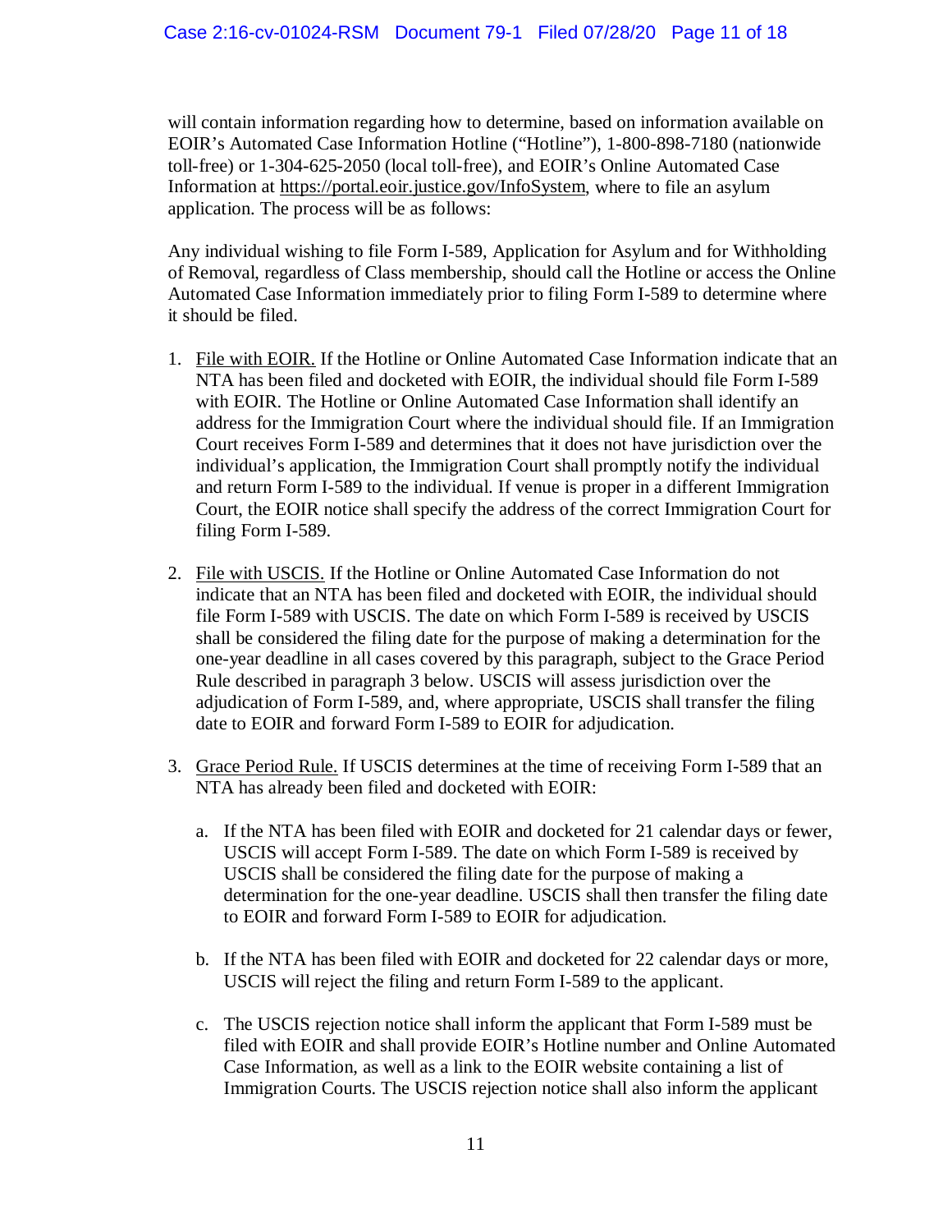will contain information regarding how to determine, based on information available on EOIR's Automated Case Information Hotline ("Hotline"), 1-800-898-7180 (nationwide toll-free) or 1-304-625-2050 (local toll-free), and EOIR's Online Automated Case Information at https://portal.eoir.justice.gov/InfoSystem, where to file an asylum application. The process will be as follows:

Any individual wishing to file Form I-589, Application for Asylum and for Withholding of Removal, regardless of Class membership, should call the Hotline or access the Online Automated Case Information immediately prior to filing Form I-589 to determine where it should be filed.

1. File with EOIR. If the Hotline or Online Automated Case Information indicate that an NTA has been filed and docketed with EOIR, the individual should file Form I-589 with EOIR. The Hotline or Online Automated Case Information shall identify an address for the Immigration Court where the individual should file. If an Immigration Court receives Form I-589 and determines that it does not have jurisdiction over the individual's application, the Immigration Court shall promptly notify the individual and return Form I-589 to the individual. If venue is proper in a different Immigration Court, the EOIR notice shall specify the address of the correct Immigration Court for filing Form I-589.

2. File with USCIS. If the Hotline or Online Automated Case Information do not indicate that an NTA has been filed and docketed with EOIR, the individual should file Form I-589 with USCIS. The date on which Form I-589 is received by USCIS shall be considered the filing date for the purpose of making a determination for the one-year deadline in all cases covered by this paragraph, subject to the Grace Period Rule described in paragraph 3 below. USCIS will assess jurisdiction over the adjudication of Form I-589, and, where appropriate, USCIS shall transfer the filing date to EOIR and forward Form I-589 to EOIR for adjudication.

3. Grace Period Rule. If USCIS determines at the time of receiving Form I-589 that an NTA has already been filed and docketed with EOIR:

   a. If the NTA has been filed with EOIR and docketed for 21 calendar days or fewer, USCIS will accept Form I-589. The date on which Form I-589 is received by USCIS shall be considered the filing date for the purpose of making a determination for the one-year deadline. USCIS shall then transfer the filing date to EOIR and forward Form I-589 to EOIR for adjudication.

   b. If the NTA has been filed with EOIR and docketed for 22 calendar days or more, USCIS will reject the filing and return Form I-589 to the applicant.

   c. The USCIS rejection notice shall inform the applicant that Form I-589 must be filed with EOIR and shall provide EOIR's Hotline number and Online Automated Case Information, as well as a link to the EOIR website containing a list of Immigration Courts. The USCIS rejection notice shall also inform the applicant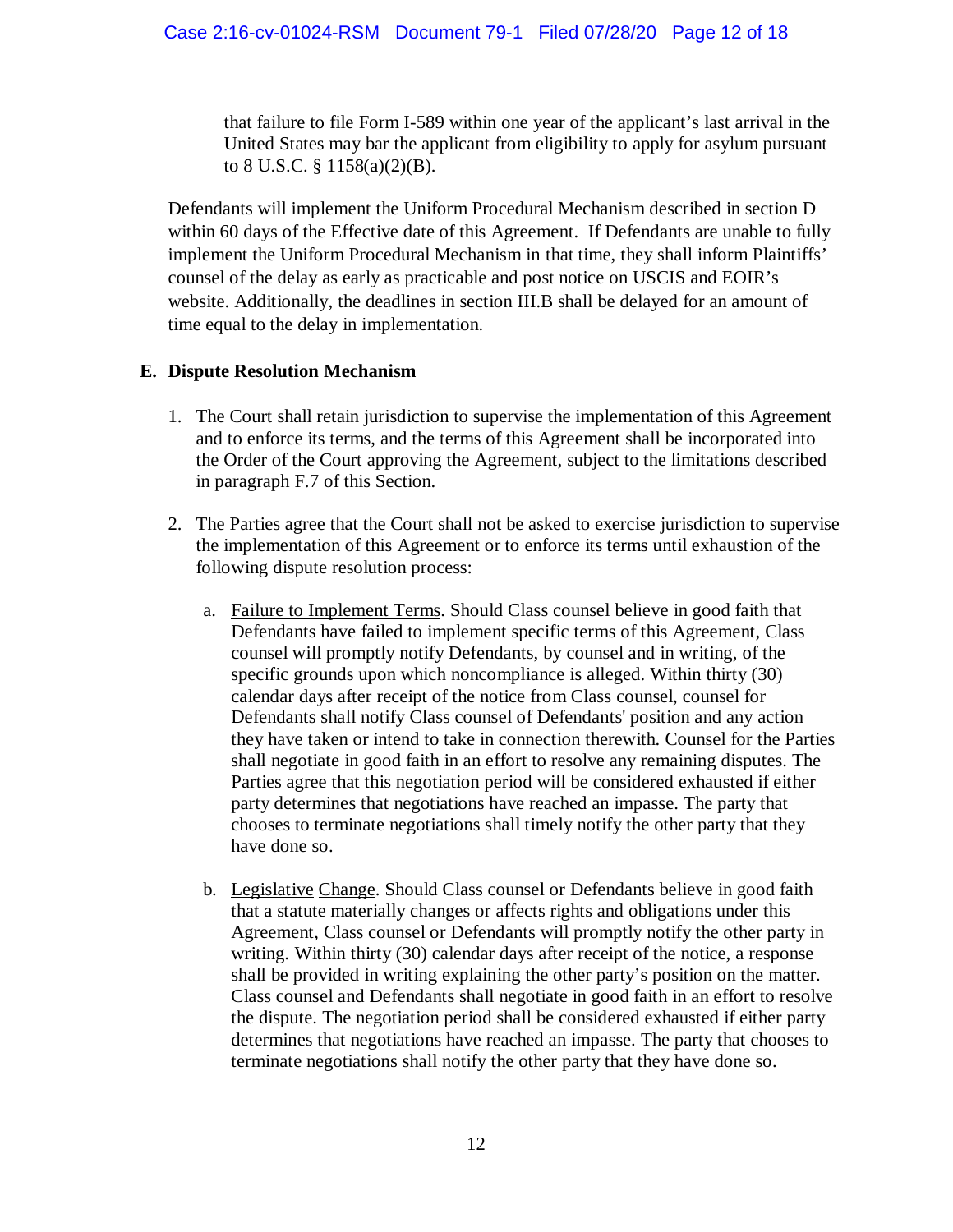that failure to file Form I-589 within one year of the applicant's last arrival in the United States may bar the applicant from eligibility to apply for asylum pursuant to 8 U.S.C. § 1158(a)(2)(B).

Defendants will implement the Uniform Procedural Mechanism described in section D within 60 days of the Effective date of this Agreement. If Defendants are unable to fully implement the Uniform Procedural Mechanism in that time, they shall inform Plaintiffs' counsel of the delay as early as practicable and post notice on USCIS and EOIR's website. Additionally, the deadlines in section III.B shall be delayed for an amount of time equal to the delay in implementation.

**E. Dispute Resolution Mechanism**

1. The Court shall retain jurisdiction to supervise the implementation of this Agreement and to enforce its terms, and the terms of this Agreement shall be incorporated into the Order of the Court approving the Agreement, subject to the limitations described in paragraph F.7 of this Section.

2. The Parties agree that the Court shall not be asked to exercise jurisdiction to supervise the implementation of this Agreement or to enforce its terms until exhaustion of the following dispute resolution process:

   a. Failure to Implement Terms. Should Class counsel believe in good faith that Defendants have failed to implement specific terms of this Agreement, Class counsel will promptly notify Defendants, by counsel and in writing, of the specific grounds upon which noncompliance is alleged. Within thirty (30) calendar days after receipt of the notice from Class counsel, counsel for Defendants shall notify Class counsel of Defendants' position and any action they have taken or intend to take in connection therewith. Counsel for the Parties shall negotiate in good faith in an effort to resolve any remaining disputes. The Parties agree that this negotiation period will be considered exhausted if either party determines that negotiations have reached an impasse. The party that chooses to terminate negotiations shall timely notify the other party that they have done so.

   b. Legislative Change. Should Class counsel or Defendants believe in good faith that a statute materially changes or affects rights and obligations under this Agreement, Class counsel or Defendants will promptly notify the other party in writing. Within thirty (30) calendar days after receipt of the notice, a response shall be provided in writing explaining the other party's position on the matter. Class counsel and Defendants shall negotiate in good faith in an effort to resolve the dispute. The negotiation period shall be considered exhausted if either party determines that negotiations have reached an impasse. The party that chooses to terminate negotiations shall notify the other party that they have done so.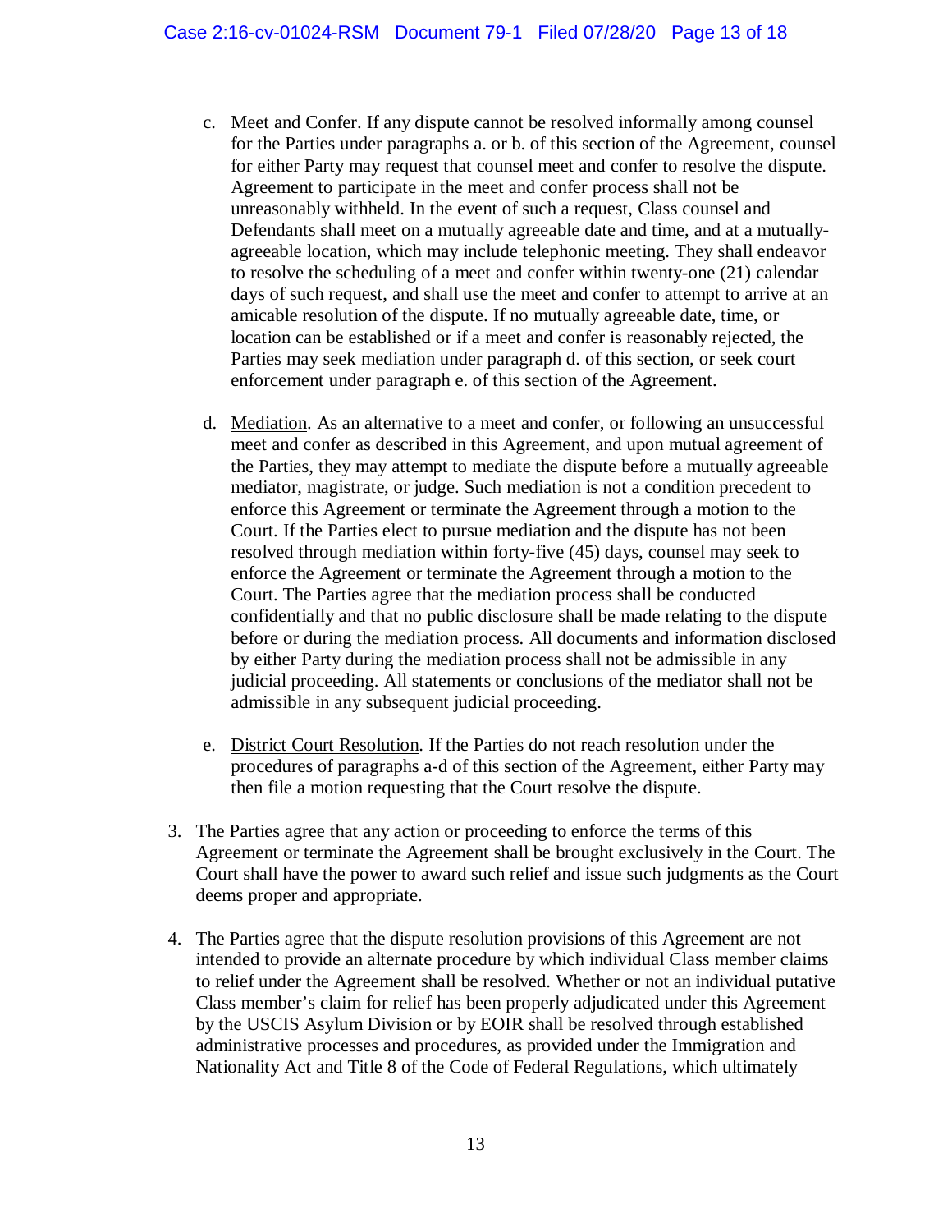c. Meet and Confer. If any dispute cannot be resolved informally among counsel for the Parties under paragraphs a. or b. of this section of the Agreement, counsel for either Party may request that counsel meet and confer to resolve the dispute. Agreement to participate in the meet and confer process shall not be unreasonably withheld. In the event of such a request, Class counsel and Defendants shall meet on a mutually agreeable date and time, and at a mutually-agreeable location, which may include telephonic meeting. They shall endeavor to resolve the scheduling of a meet and confer within twenty-one (21) calendar days of such request, and shall use the meet and confer to attempt to arrive at an amicable resolution of the dispute. If no mutually agreeable date, time, or location can be established or if a meet and confer is reasonably rejected, the Parties may seek mediation under paragraph d. of this section, or seek court enforcement under paragraph e. of this section of the Agreement.

d. Mediation. As an alternative to a meet and confer, or following an unsuccessful meet and confer as described in this Agreement, and upon mutual agreement of the Parties, they may attempt to mediate the dispute before a mutually agreeable mediator, magistrate, or judge. Such mediation is not a condition precedent to enforce this Agreement or terminate the Agreement through a motion to the Court. If the Parties elect to pursue mediation and the dispute has not been resolved through mediation within forty-five (45) days, counsel may seek to enforce the Agreement or terminate the Agreement through a motion to the Court. The Parties agree that the mediation process shall be conducted confidentially and that no public disclosure shall be made relating to the dispute before or during the mediation process. All documents and information disclosed by either Party during the mediation process shall not be admissible in any judicial proceeding. All statements or conclusions of the mediator shall not be admissible in any subsequent judicial proceeding.

e. District Court Resolution. If the Parties do not reach resolution under the procedures of paragraphs a-d of this section of the Agreement, either Party may then file a motion requesting that the Court resolve the dispute.

3. The Parties agree that any action or proceeding to enforce the terms of this Agreement or terminate the Agreement shall be brought exclusively in the Court. The Court shall have the power to award such relief and issue such judgments as the Court deems proper and appropriate.

4. The Parties agree that the dispute resolution provisions of this Agreement are not intended to provide an alternate procedure by which individual Class member claims to relief under the Agreement shall be resolved. Whether or not an individual putative Class member's claim for relief has been properly adjudicated under this Agreement by the USCIS Asylum Division or by EOIR shall be resolved through established administrative processes and procedures, as provided under the Immigration and Nationality Act and Title 8 of the Code of Federal Regulations, which ultimately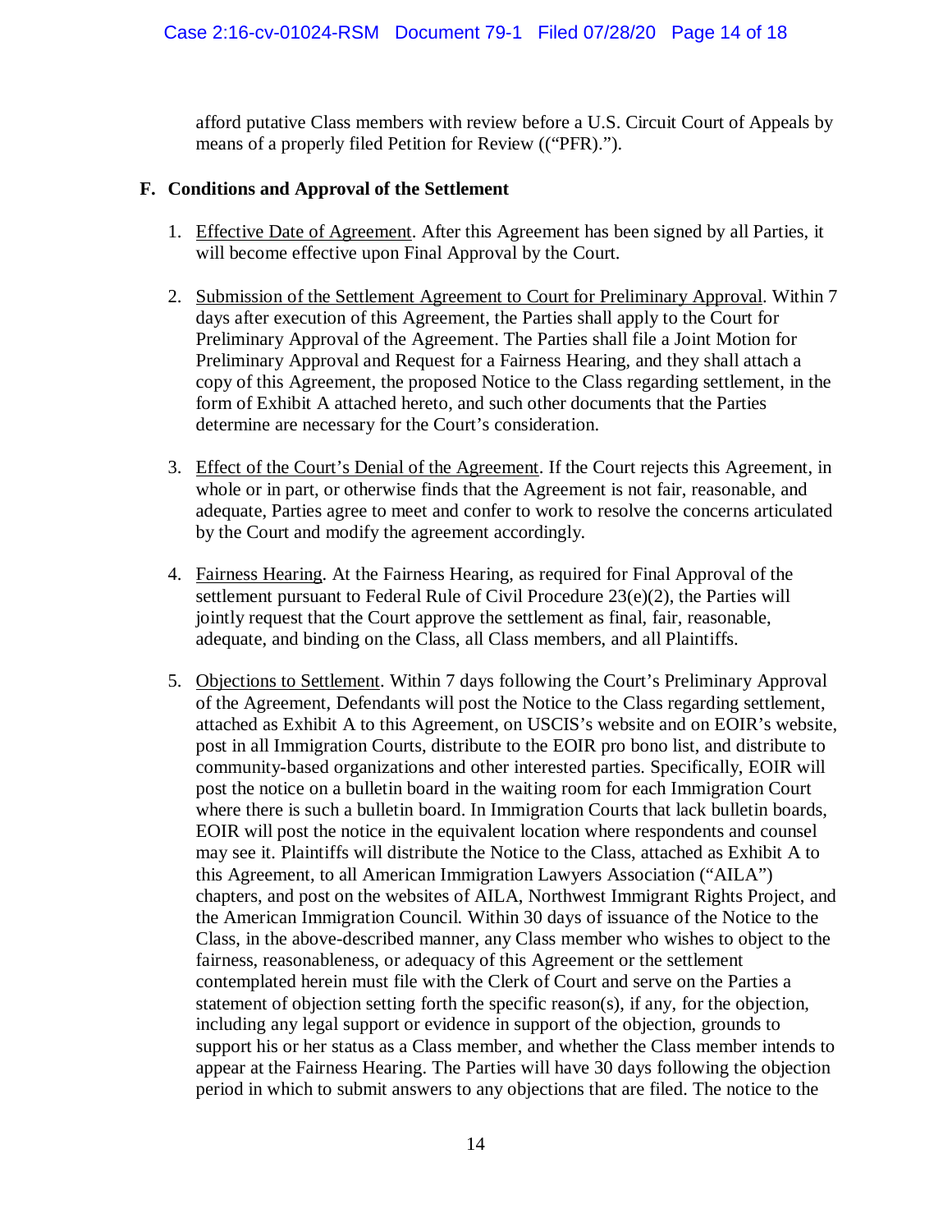afford putative Class members with review before a U.S. Circuit Court of Appeals by means of a properly filed Petition for Review ((“PFR).”).

**F. Conditions and Approval of the Settlement**

1. Effective Date of Agreement. After this Agreement has been signed by all Parties, it will become effective upon Final Approval by the Court.

2. Submission of the Settlement Agreement to Court for Preliminary Approval. Within 7 days after execution of this Agreement, the Parties shall apply to the Court for Preliminary Approval of the Agreement. The Parties shall file a Joint Motion for Preliminary Approval and Request for a Fairness Hearing, and they shall attach a copy of this Agreement, the proposed Notice to the Class regarding settlement, in the form of Exhibit A attached hereto, and such other documents that the Parties determine are necessary for the Court’s consideration.

3. Effect of the Court’s Denial of the Agreement. If the Court rejects this Agreement, in whole or in part, or otherwise finds that the Agreement is not fair, reasonable, and adequate, Parties agree to meet and confer to work to resolve the concerns articulated by the Court and modify the agreement accordingly.

4. Fairness Hearing. At the Fairness Hearing, as required for Final Approval of the settlement pursuant to Federal Rule of Civil Procedure 23(e)(2), the Parties will jointly request that the Court approve the settlement as final, fair, reasonable, adequate, and binding on the Class, all Class members, and all Plaintiffs.

5. Objections to Settlement. Within 7 days following the Court’s Preliminary Approval of the Agreement, Defendants will post the Notice to the Class regarding settlement, attached as Exhibit A to this Agreement, on USCIS’s website and on EOIR’s website, post in all Immigration Courts, distribute to the EOIR pro bono list, and distribute to community-based organizations and other interested parties. Specifically, EOIR will post the notice on a bulletin board in the waiting room for each Immigration Court where there is such a bulletin board. In Immigration Courts that lack bulletin boards, EOIR will post the notice in the equivalent location where respondents and counsel may see it. Plaintiffs will distribute the Notice to the Class, attached as Exhibit A to this Agreement, to all American Immigration Lawyers Association (“AILA”) chapters, and post on the websites of AILA, Northwest Immigrant Rights Project, and the American Immigration Council. Within 30 days of issuance of the Notice to the Class, in the above-described manner, any Class member who wishes to object to the fairness, reasonableness, or adequacy of this Agreement or the settlement contemplated herein must file with the Clerk of Court and serve on the Parties a statement of objection setting forth the specific reason(s), if any, for the objection, including any legal support or evidence in support of the objection, grounds to support his or her status as a Class member, and whether the Class member intends to appear at the Fairness Hearing. The Parties will have 30 days following the objection period in which to submit answers to any objections that are filed. The notice to the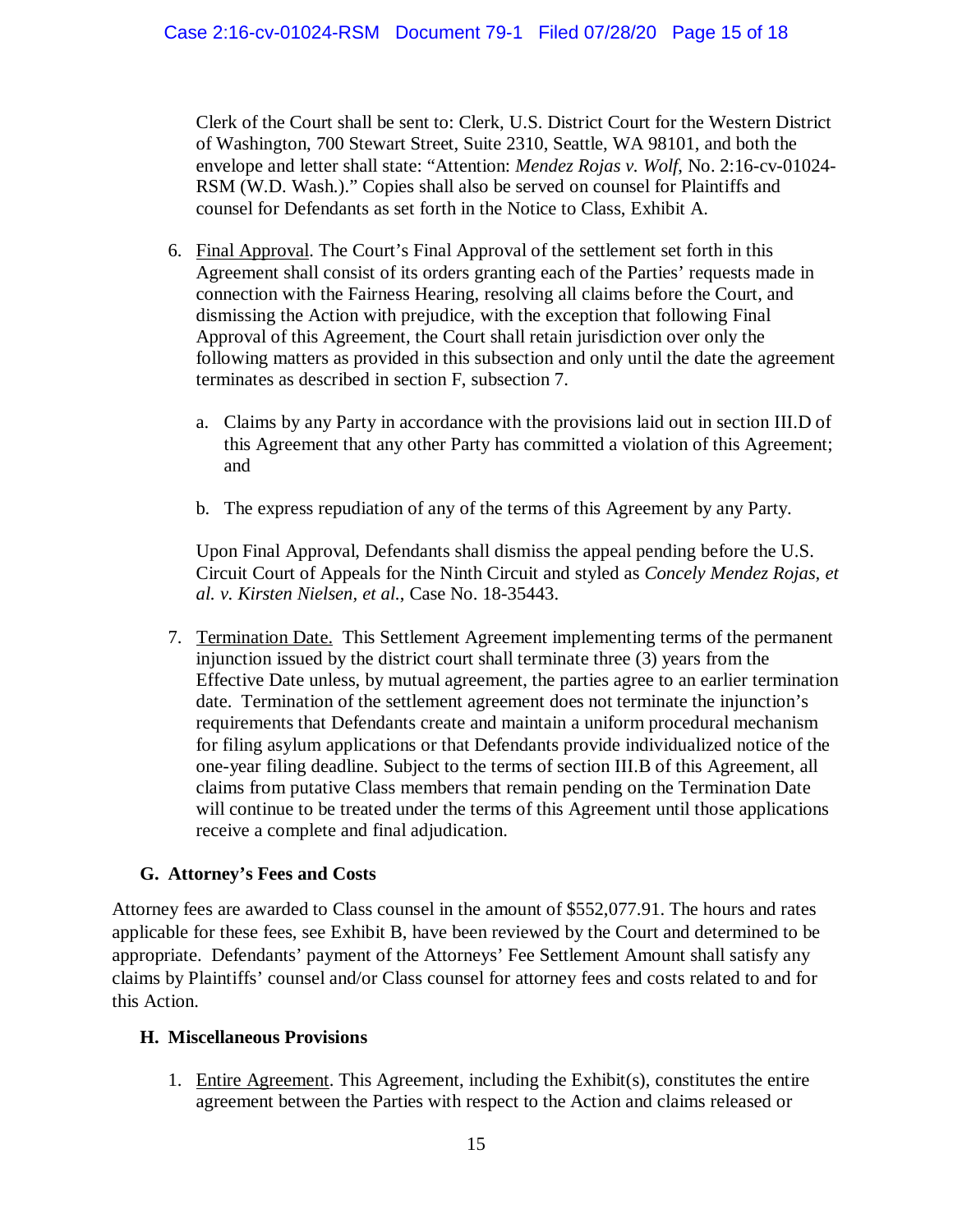Clerk of the Court shall be sent to: Clerk, U.S. District Court for the Western District of Washington, 700 Stewart Street, Suite 2310, Seattle, WA 98101, and both the envelope and letter shall state: "Attention: *Mendez Rojas v. Wolf*, No. 2:16-cv-01024-RSM (W.D. Wash.)." Copies shall also be served on counsel for Plaintiffs and counsel for Defendants as set forth in the Notice to Class, Exhibit A.

6. Final Approval. The Court's Final Approval of the settlement set forth in this Agreement shall consist of its orders granting each of the Parties' requests made in connection with the Fairness Hearing, resolving all claims before the Court, and dismissing the Action with prejudice, with the exception that following Final Approval of this Agreement, the Court shall retain jurisdiction over only the following matters as provided in this subsection and only until the date the agreement terminates as described in section F, subsection 7.

   a. Claims by any Party in accordance with the provisions laid out in section III.D of this Agreement that any other Party has committed a violation of this Agreement; and

   b. The express repudiation of any of the terms of this Agreement by any Party.

   Upon Final Approval, Defendants shall dismiss the appeal pending before the U.S. Circuit Court of Appeals for the Ninth Circuit and styled as *Concely Mendez Rojas, et al. v. Kirsten Nielsen, et al.*, Case No. 18-35443.

7. Termination Date. This Settlement Agreement implementing terms of the permanent injunction issued by the district court shall terminate three (3) years from the Effective Date unless, by mutual agreement, the parties agree to an earlier termination date. Termination of the settlement agreement does not terminate the injunction's requirements that Defendants create and maintain a uniform procedural mechanism for filing asylum applications or that Defendants provide individualized notice of the one-year filing deadline. Subject to the terms of section III.B of this Agreement, all claims from putative Class members that remain pending on the Termination Date will continue to be treated under the terms of this Agreement until those applications receive a complete and final adjudication.

### G. Attorney's Fees and Costs

Attorney fees are awarded to Class counsel in the amount of $552,077.91. The hours and rates applicable for these fees, see Exhibit B, have been reviewed by the Court and determined to be appropriate. Defendants' payment of the Attorneys' Fee Settlement Amount shall satisfy any claims by Plaintiffs' counsel and/or Class counsel for attorney fees and costs related to and for this Action.

### H. Miscellaneous Provisions

1. Entire Agreement. This Agreement, including the Exhibit(s), constitutes the entire agreement between the Parties with respect to the Action and claims released or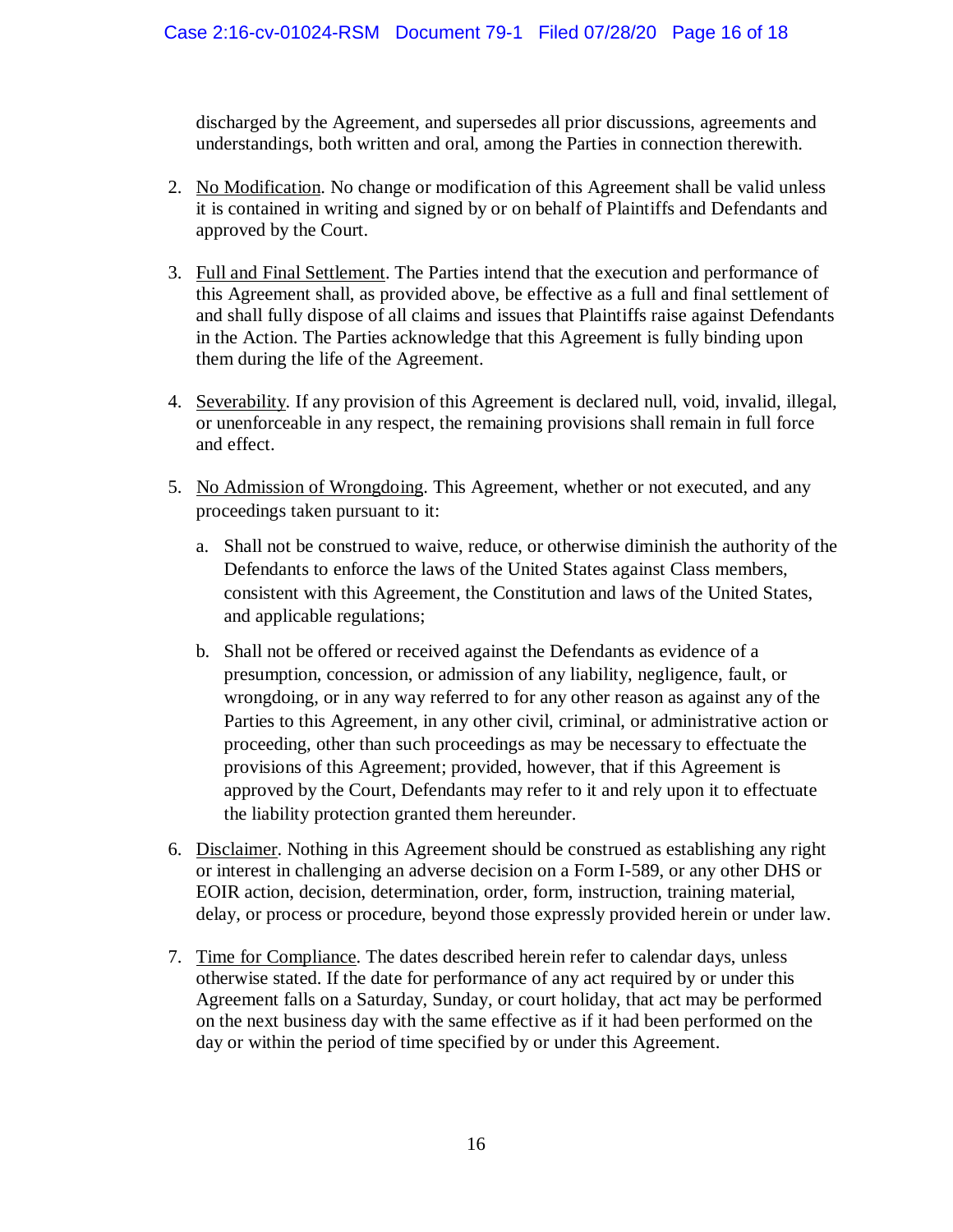discharged by the Agreement, and supersedes all prior discussions, agreements and understandings, both written and oral, among the Parties in connection therewith.

2. No Modification. No change or modification of this Agreement shall be valid unless it is contained in writing and signed by or on behalf of Plaintiffs and Defendants and approved by the Court.

3. Full and Final Settlement. The Parties intend that the execution and performance of this Agreement shall, as provided above, be effective as a full and final settlement of and shall fully dispose of all claims and issues that Plaintiffs raise against Defendants in the Action. The Parties acknowledge that this Agreement is fully binding upon them during the life of the Agreement.

4. Severability. If any provision of this Agreement is declared null, void, invalid, illegal, or unenforceable in any respect, the remaining provisions shall remain in full force and effect.

5. No Admission of Wrongdoing. This Agreement, whether or not executed, and any proceedings taken pursuant to it:

   a. Shall not be construed to waive, reduce, or otherwise diminish the authority of the Defendants to enforce the laws of the United States against Class members, consistent with this Agreement, the Constitution and laws of the United States, and applicable regulations;

   b. Shall not be offered or received against the Defendants as evidence of a presumption, concession, or admission of any liability, negligence, fault, or wrongdoing, or in any way referred to for any other reason as against any of the Parties to this Agreement, in any other civil, criminal, or administrative action or proceeding, other than such proceedings as may be necessary to effectuate the provisions of this Agreement; provided, however, that if this Agreement is approved by the Court, Defendants may refer to it and rely upon it to effectuate the liability protection granted them hereunder.

6. Disclaimer. Nothing in this Agreement should be construed as establishing any right or interest in challenging an adverse decision on a Form I-589, or any other DHS or EOIR action, decision, determination, order, form, instruction, training material, delay, or process or procedure, beyond those expressly provided herein or under law.

7. Time for Compliance. The dates described herein refer to calendar days, unless otherwise stated. If the date for performance of any act required by or under this Agreement falls on a Saturday, Sunday, or court holiday, that act may be performed on the next business day with the same effective as if it had been performed on the day or within the period of time specified by or under this Agreement.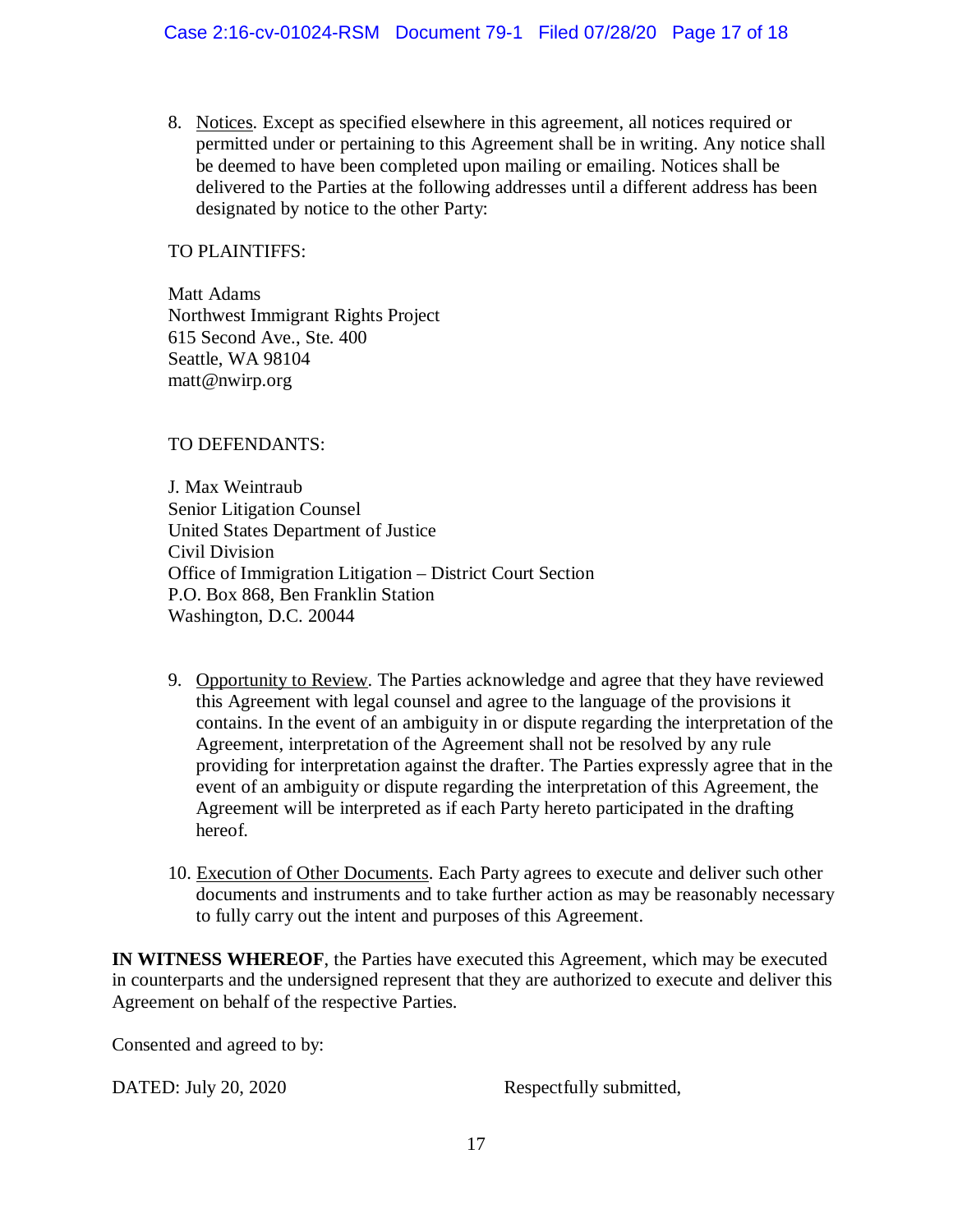8. Notices. Except as specified elsewhere in this agreement, all notices required or permitted under or pertaining to this Agreement shall be in writing. Any notice shall be deemed to have been completed upon mailing or emailing. Notices shall be delivered to the Parties at the following addresses until a different address has been designated by notice to the other Party:

TO PLAINTIFFS:

Matt Adams
Northwest Immigrant Rights Project
615 Second Ave., Ste. 400
Seattle, WA 98104
matt@nwirp.org

TO DEFENDANTS:

J. Max Weintraub
Senior Litigation Counsel
United States Department of Justice
Civil Division
Office of Immigration Litigation – District Court Section
P.O. Box 868, Ben Franklin Station
Washington, D.C. 20044

9. Opportunity to Review. The Parties acknowledge and agree that they have reviewed this Agreement with legal counsel and agree to the language of the provisions it contains. In the event of an ambiguity in or dispute regarding the interpretation of the Agreement, interpretation of the Agreement shall not be resolved by any rule providing for interpretation against the drafter. The Parties expressly agree that in the event of an ambiguity or dispute regarding the interpretation of this Agreement, the Agreement will be interpreted as if each Party hereto participated in the drafting hereof.

10. Execution of Other Documents. Each Party agrees to execute and deliver such other documents and instruments and to take further action as may be reasonably necessary to fully carry out the intent and purposes of this Agreement.

**IN WITNESS WHEREOF**, the Parties have executed this Agreement, which may be executed in counterparts and the undersigned represent that they are authorized to execute and deliver this Agreement on behalf of the respective Parties.

Consented and agreed to by:

DATED: July 20, 2020

Respectfully submitted,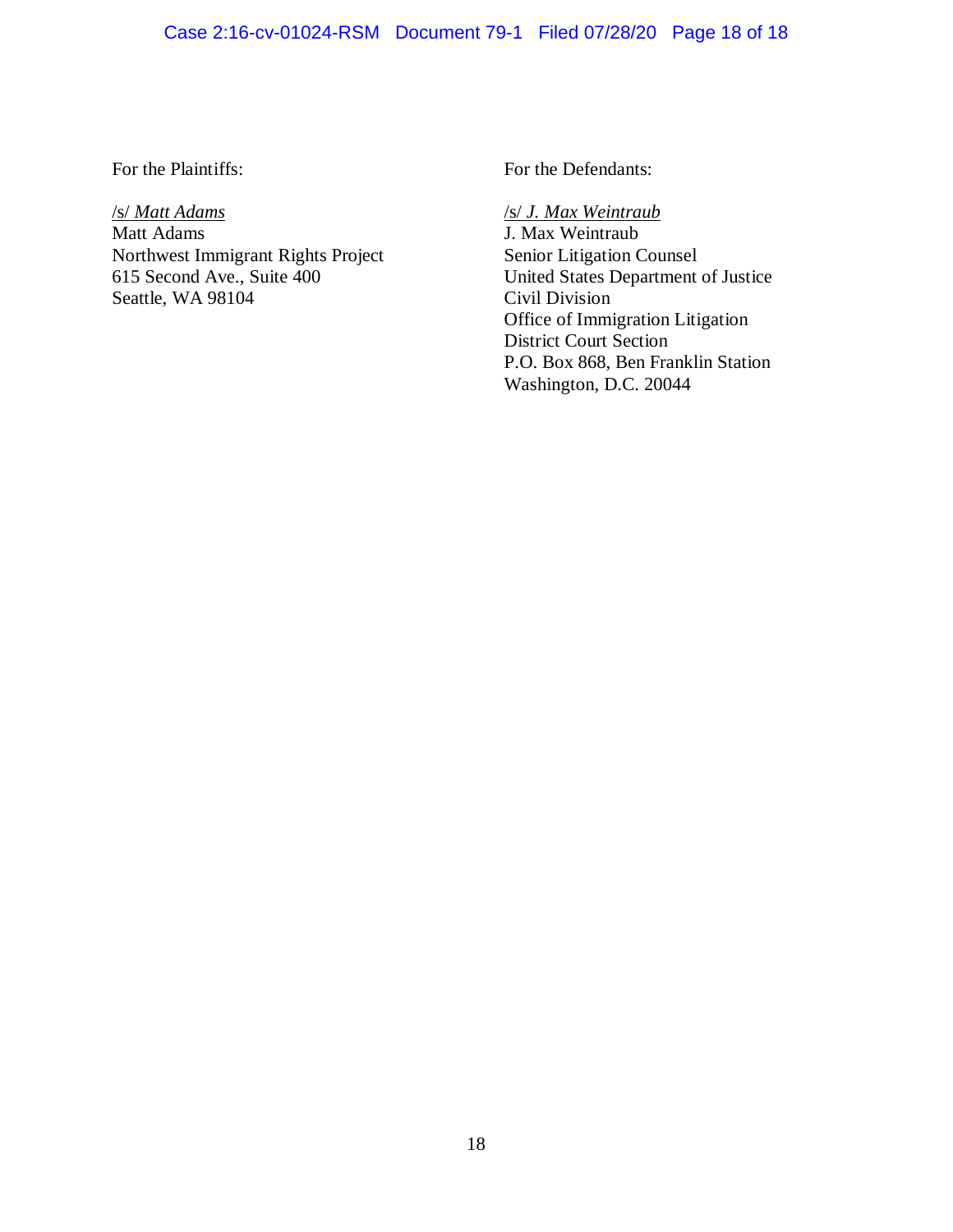For the Plaintiffs:

/s/ *Matt Adams*
Matt Adams
Northwest Immigrant Rights Project
615 Second Ave., Suite 400
Seattle, WA 98104

For the Defendants:

/s/ *J. Max Weintraub*
J. Max Weintraub
Senior Litigation Counsel
United States Department of Justice
Civil Division
Office of Immigration Litigation
District Court Section
P.O. Box 868, Ben Franklin Station
Washington, D.C. 20044